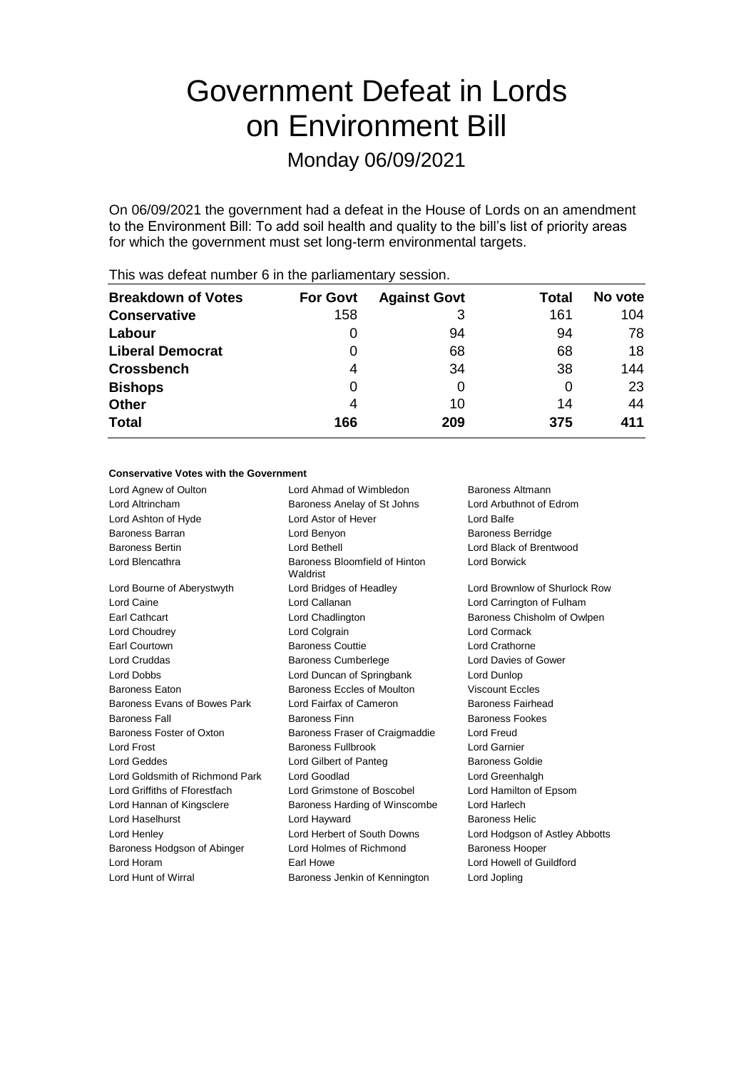# Government Defeat in Lords on Environment Bill

## Monday 06/09/2021

On 06/09/2021 the government had a defeat in the House of Lords on an amendment to the Environment Bill: To add soil health and quality to the bill's list of priority areas for which the government must set long-term environmental targets.

This was defeat number 6 in the parliamentary session.

| Breakdown of Votes | For Govt | Against Govt | Total | No vote |
|---|---|---|---|---|
| Conservative | 158 | 3 | 161 | 104 |
| Labour | 0 | 94 | 94 | 78 |
| Liberal Democrat | 0 | 68 | 68 | 18 |
| Crossbench | 4 | 34 | 38 | 144 |
| Bishops | 0 | 0 | 0 | 23 |
| Other | 4 | 10 | 14 | 44 |
| **Total** | **166** | **209** | **375** | **411** |

**Conservative Votes with the Government**

| | | |
|---|---|---|
| Lord Agnew of Oulton | Lord Ahmad of Wimbledon | Baroness Altmann |
| Lord Altrincham | Baroness Anelay of St Johns | Lord Arbuthnot of Edrom |
| Lord Ashton of Hyde | Lord Astor of Hever | Lord Balfe |
| Baroness Barran | Lord Benyon | Baroness Berridge |
| Baroness Bertin | Lord Bethell | Lord Black of Brentwood |
| Lord Blencathra | Baroness Bloomfield of Hinton Waldrist | Lord Borwick |
| Lord Bourne of Aberystwyth | Lord Bridges of Headley | Lord Brownlow of Shurlock Row |
| Lord Caine | Lord Callanan | Lord Carrington of Fulham |
| Earl Cathcart | Lord Chadlington | Baroness Chisholm of Owlpen |
| Lord Choudrey | Lord Colgrain | Lord Cormack |
| Earl Courtown | Baroness Couttie | Lord Crathorne |
| Lord Cruddas | Baroness Cumberlege | Lord Davies of Gower |
| Lord Dobbs | Lord Duncan of Springbank | Lord Dunlop |
| Baroness Eaton | Baroness Eccles of Moulton | Viscount Eccles |
| Baroness Evans of Bowes Park | Lord Fairfax of Cameron | Baroness Fairhead |
| Baroness Fall | Baroness Finn | Baroness Fookes |
| Baroness Foster of Oxton | Baroness Fraser of Craigmaddie | Lord Freud |
| Lord Frost | Baroness Fullbrook | Lord Garnier |
| Lord Geddes | Lord Gilbert of Panteg | Baroness Goldie |
| Lord Goldsmith of Richmond Park | Lord Goodlad | Lord Greenhalgh |
| Lord Griffiths of Fforestfach | Lord Grimstone of Boscobel | Lord Hamilton of Epsom |
| Lord Hannan of Kingsclere | Baroness Harding of Winscombe | Lord Harlech |
| Lord Haselhurst | Lord Hayward | Baroness Helic |
| Lord Henley | Lord Herbert of South Downs | Lord Hodgson of Astley Abbotts |
| Baroness Hodgson of Abinger | Lord Holmes of Richmond | Baroness Hooper |
| Lord Horam | Earl Howe | Lord Howell of Guildford |
| Lord Hunt of Wirral | Baroness Jenkin of Kennington | Lord Jopling |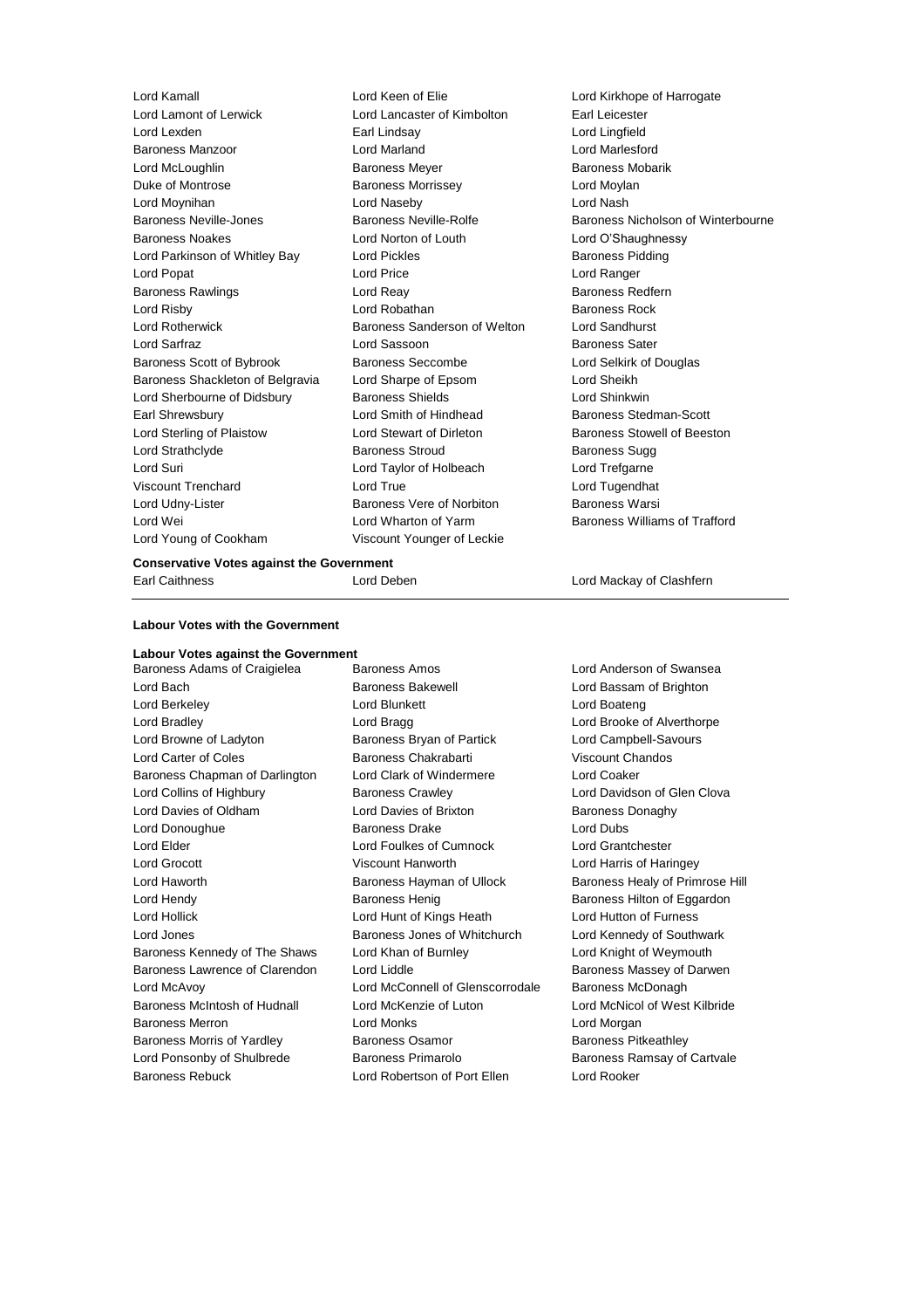Lord Kamall
Lord Keen of Elie
Lord Kirkhope of Harrogate
Lord Lamont of Lerwick
Lord Lancaster of Kimbolton
Earl Leicester
Lord Lexden
Earl Lindsay
Lord Lingfield
Baroness Manzoor
Lord Marland
Lord Marlesford
Lord McLoughlin
Baroness Meyer
Baroness Mobarik
Duke of Montrose
Baroness Morrissey
Lord Moylan
Lord Moynihan
Lord Naseby
Lord Nash
Baroness Neville-Jones
Baroness Neville-Rolfe
Baroness Nicholson of Winterbourne
Baroness Noakes
Lord Norton of Louth
Lord O'Shaughnessy
Lord Parkinson of Whitley Bay
Lord Pickles
Baroness Pidding
Lord Popat
Lord Price
Lord Ranger
Baroness Rawlings
Lord Reay
Baroness Redfern
Lord Risby
Lord Robathan
Baroness Rock
Lord Rotherwick
Baroness Sanderson of Welton
Lord Sandhurst
Lord Sarfraz
Lord Sassoon
Baroness Sater
Baroness Scott of Bybrook
Baroness Seccombe
Lord Selkirk of Douglas
Baroness Shackleton of Belgravia
Lord Sharpe of Epsom
Lord Sheikh
Lord Sherbourne of Didsbury
Baroness Shields
Lord Shinkwin
Earl Shrewsbury
Lord Smith of Hindhead
Baroness Stedman-Scott
Lord Sterling of Plaistow
Lord Stewart of Dirleton
Baroness Stowell of Beeston
Lord Strathclyde
Baroness Stroud
Baroness Sugg
Lord Suri
Lord Taylor of Holbeach
Lord Trefgarne
Viscount Trenchard
Lord True
Lord Tugendhat
Lord Udny-Lister
Baroness Vere of Norbiton
Baroness Warsi
Lord Wei
Lord Wharton of Yarm
Baroness Williams of Trafford
Lord Young of Cookham
Viscount Younger of Leckie

**Conservative Votes against the Government**

Earl Caithness
Lord Deben
Lord Mackay of Clashfern

**Labour Votes with the Government**

**Labour Votes against the Government**

Baroness Adams of Craigielea
Baroness Amos
Lord Anderson of Swansea
Lord Bach
Baroness Bakewell
Lord Bassam of Brighton
Lord Berkeley
Lord Blunkett
Lord Boateng
Lord Bradley
Lord Bragg
Lord Brooke of Alverthorpe
Lord Browne of Ladyton
Baroness Bryan of Partick
Lord Campbell-Savours
Lord Carter of Coles
Baroness Chakrabarti
Viscount Chandos
Baroness Chapman of Darlington
Lord Clark of Windermere
Lord Coaker
Lord Collins of Highbury
Baroness Crawley
Lord Davidson of Glen Clova
Lord Davies of Oldham
Lord Davies of Brixton
Baroness Donaghy
Lord Donoughue
Baroness Drake
Lord Dubs
Lord Elder
Lord Foulkes of Cumnock
Lord Grantchester
Lord Grocott
Viscount Hanworth
Lord Harris of Haringey
Lord Haworth
Baroness Hayman of Ullock
Baroness Healy of Primrose Hill
Lord Hendy
Baroness Henig
Baroness Hilton of Eggardon
Lord Hollick
Lord Hunt of Kings Heath
Lord Hutton of Furness
Lord Jones
Baroness Jones of Whitchurch
Lord Kennedy of Southwark
Baroness Kennedy of The Shaws
Lord Khan of Burnley
Lord Knight of Weymouth
Baroness Lawrence of Clarendon
Lord Liddle
Baroness Massey of Darwen
Lord McAvoy
Lord McConnell of Glenscorrodale
Baroness McDonagh
Baroness McIntosh of Hudnall
Lord McKenzie of Luton
Lord McNicol of West Kilbride
Baroness Merron
Lord Monks
Lord Morgan
Baroness Morris of Yardley
Baroness Osamor
Baroness Pitkeathley
Lord Ponsonby of Shulbrede
Baroness Primarolo
Baroness Ramsay of Cartvale
Baroness Rebuck
Lord Robertson of Port Ellen
Lord Rooker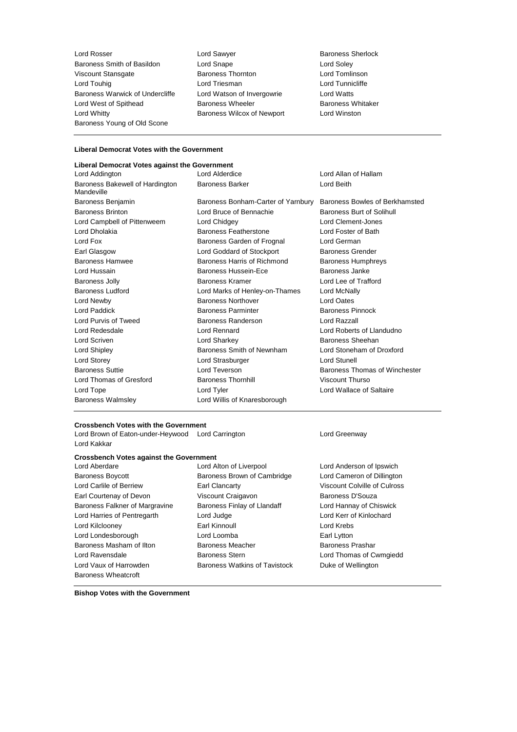Lord Rosser
Lord Sawyer
Baroness Sherlock
Baroness Smith of Basildon
Lord Snape
Lord Soley
Viscount Stansgate
Baroness Thornton
Lord Tomlinson
Lord Touhig
Lord Triesman
Lord Tunnicliffe
Baroness Warwick of Undercliffe
Lord Watson of Invergowrie
Lord Watts
Lord West of Spithead
Baroness Wheeler
Baroness Whitaker
Lord Whitty
Baroness Wilcox of Newport
Lord Winston
Baroness Young of Old Scone

**Liberal Democrat Votes with the Government**

**Liberal Democrat Votes against the Government**

Lord Addington
Lord Alderdice
Lord Allan of Hallam
Baroness Bakewell of Hardington Mandeville
Baroness Barker
Lord Beith
Baroness Benjamin
Baroness Bonham-Carter of Yarnbury
Baroness Bowles of Berkhamsted
Baroness Brinton
Lord Bruce of Bennachie
Baroness Burt of Solihull
Lord Campbell of Pittenweem
Lord Chidgey
Lord Clement-Jones
Lord Dholakia
Baroness Featherstone
Lord Foster of Bath
Lord Fox
Baroness Garden of Frognal
Lord German
Earl Glasgow
Lord Goddard of Stockport
Baroness Grender
Baroness Hamwee
Baroness Harris of Richmond
Baroness Humphreys
Lord Hussain
Baroness Hussein-Ece
Baroness Janke
Baroness Jolly
Baroness Kramer
Lord Lee of Trafford
Baroness Ludford
Lord Marks of Henley-on-Thames
Lord McNally
Lord Newby
Baroness Northover
Lord Oates
Lord Paddick
Baroness Parminter
Baroness Pinnock
Lord Purvis of Tweed
Baroness Randerson
Lord Razzall
Lord Redesdale
Lord Rennard
Lord Roberts of Llandudno
Lord Scriven
Lord Sharkey
Baroness Sheehan
Lord Shipley
Baroness Smith of Newnham
Lord Stoneham of Droxford
Lord Storey
Lord Strasburger
Lord Stunell
Baroness Suttie
Lord Teverson
Baroness Thomas of Winchester
Lord Thomas of Gresford
Baroness Thornhill
Viscount Thurso
Lord Tope
Lord Tyler
Lord Wallace of Saltaire
Baroness Walmsley
Lord Willis of Knaresborough

**Crossbench Votes with the Government**

Lord Brown of Eaton-under-Heywood
Lord Carrington
Lord Greenway
Lord Kakkar

**Crossbench Votes against the Government**

Lord Aberdare
Lord Alton of Liverpool
Lord Anderson of Ipswich
Baroness Boycott
Baroness Brown of Cambridge
Lord Cameron of Dillington
Lord Carlile of Berriew
Earl Clancarty
Viscount Colville of Culross
Earl Courtenay of Devon
Viscount Craigavon
Baroness D'Souza
Baroness Falkner of Margravine
Baroness Finlay of Llandaff
Lord Hannay of Chiswick
Lord Harries of Pentregarth
Lord Judge
Lord Kerr of Kinlochard
Lord Kilclooney
Earl Kinnoull
Lord Krebs
Lord Londesborough
Lord Loomba
Earl Lytton
Baroness Masham of Ilton
Baroness Meacher
Baroness Prashar
Lord Ravensdale
Baroness Stern
Lord Thomas of Cwmgiedd
Lord Vaux of Harrowden
Baroness Watkins of Tavistock
Duke of Wellington
Baroness Wheatcroft

**Bishop Votes with the Government**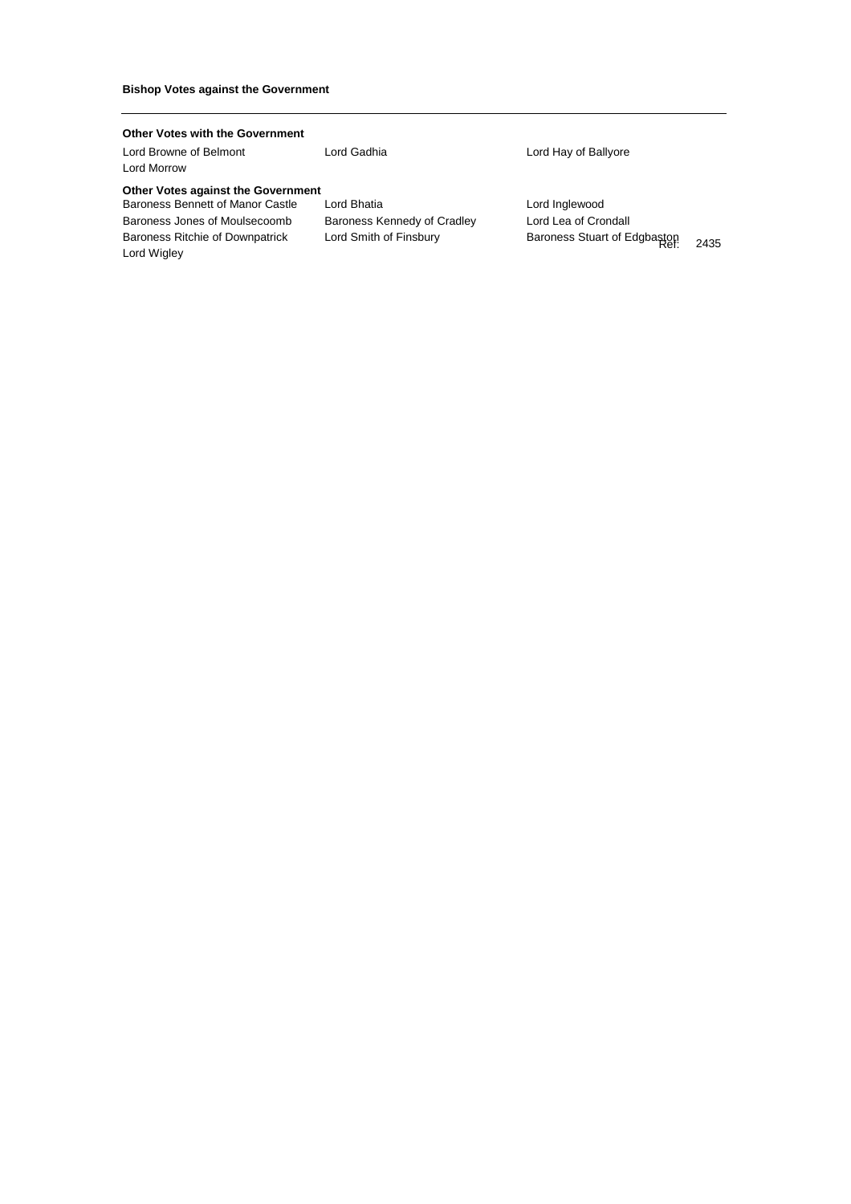**Bishop Votes against the Government**

---

**Other Votes with the Government**

Lord Browne of Belmont
Lord Gadhia
Lord Hay of Ballyore
Lord Morrow

**Other Votes against the Government**

Baroness Bennett of Manor Castle
Lord Bhatia
Lord Inglewood
Baroness Jones of Moulsecoomb
Baroness Kennedy of Cradley
Lord Lea of Crondall
Baroness Ritchie of Downpatrick
Lord Smith of Finsbury
Baroness Stuart of Edgbaston
Lord Wigley

Ref: 2435